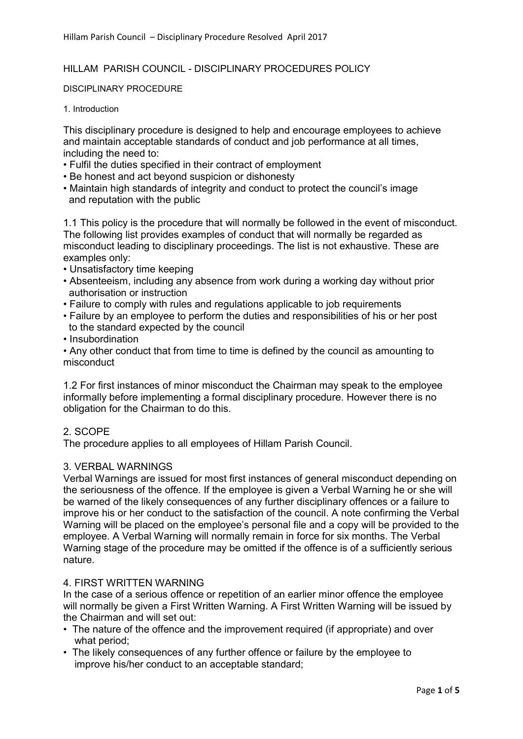# HILLAM PARISH COUNCIL - DISCIPLINARY PROCEDURES POLICY

## DISCIPLINARY PROCEDURE

### 1. Introduction

This disciplinary procedure is designed to help and encourage employees to achieve and maintain acceptable standards of conduct and job performance at all times, including the need to:

- Fulfil the duties specified in their contract of employment
- Be honest and act beyond suspicion or dishonesty
- Maintain high standards of integrity and conduct to protect the council's image and reputation with the public

1.1 This policy is the procedure that will normally be followed in the event of misconduct. The following list provides examples of conduct that will normally be regarded as misconduct leading to disciplinary proceedings. The list is not exhaustive. These are examples only:

- Unsatisfactory time keeping
- Absenteeism, including any absence from work during a working day without prior authorisation or instruction
- Failure to comply with rules and regulations applicable to job requirements
- Failure by an employee to perform the duties and responsibilities of his or her post to the standard expected by the council
- Insubordination
- Any other conduct that from time to time is defined by the council as amounting to misconduct

1.2 For first instances of minor misconduct the Chairman may speak to the employee informally before implementing a formal disciplinary procedure. However there is no obligation for the Chairman to do this.

### 2. SCOPE

The procedure applies to all employees of Hillam Parish Council.

### 3. VERBAL WARNINGS

Verbal Warnings are issued for most first instances of general misconduct depending on the seriousness of the offence. If the employee is given a Verbal Warning he or she will be warned of the likely consequences of any further disciplinary offences or a failure to improve his or her conduct to the satisfaction of the council. A note confirming the Verbal Warning will be placed on the employee's personal file and a copy will be provided to the employee. A Verbal Warning will normally remain in force for six months. The Verbal Warning stage of the procedure may be omitted if the offence is of a sufficiently serious nature.

### 4. FIRST WRITTEN WARNING

In the case of a serious offence or repetition of an earlier minor offence the employee will normally be given a First Written Warning. A First Written Warning will be issued by the Chairman and will set out:

- The nature of the offence and the improvement required (if appropriate) and over what period;
- The likely consequences of any further offence or failure by the employee to improve his/her conduct to an acceptable standard;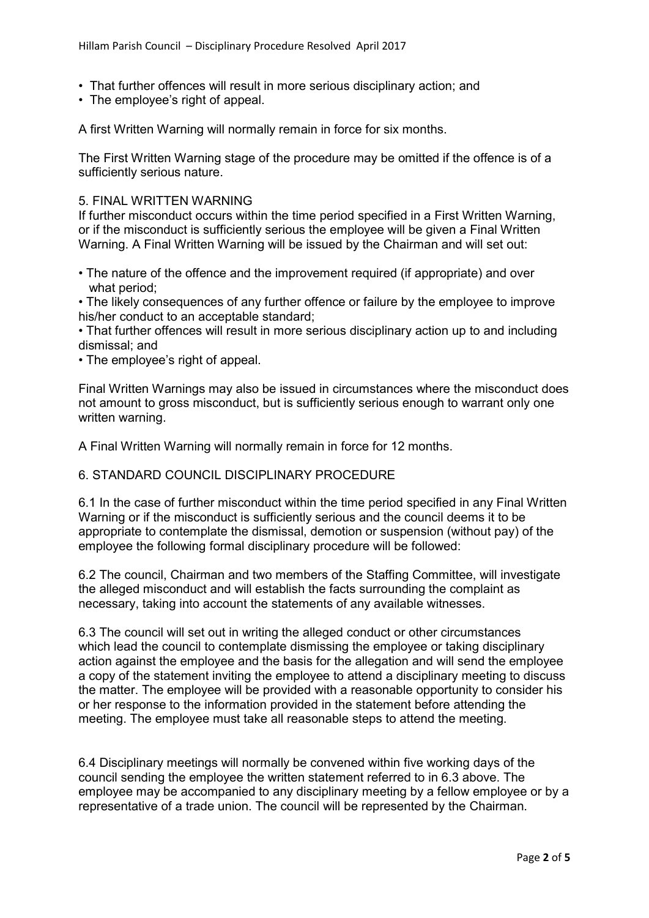- That further offences will result in more serious disciplinary action; and
- The employee's right of appeal.

A first Written Warning will normally remain in force for six months.

The First Written Warning stage of the procedure may be omitted if the offence is of a sufficiently serious nature.

## 5. FINAL WRITTEN WARNING

If further misconduct occurs within the time period specified in a First Written Warning, or if the misconduct is sufficiently serious the employee will be given a Final Written Warning. A Final Written Warning will be issued by the Chairman and will set out:

- The nature of the offence and the improvement required (if appropriate) and over what period;
- The likely consequences of any further offence or failure by the employee to improve his/her conduct to an acceptable standard;
- That further offences will result in more serious disciplinary action up to and including dismissal; and
- The employee's right of appeal.

Final Written Warnings may also be issued in circumstances where the misconduct does not amount to gross misconduct, but is sufficiently serious enough to warrant only one written warning.

A Final Written Warning will normally remain in force for 12 months.

## 6. STANDARD COUNCIL DISCIPLINARY PROCEDURE

6.1 In the case of further misconduct within the time period specified in any Final Written Warning or if the misconduct is sufficiently serious and the council deems it to be appropriate to contemplate the dismissal, demotion or suspension (without pay) of the employee the following formal disciplinary procedure will be followed:

6.2 The council, Chairman and two members of the Staffing Committee, will investigate the alleged misconduct and will establish the facts surrounding the complaint as necessary, taking into account the statements of any available witnesses.

6.3 The council will set out in writing the alleged conduct or other circumstances which lead the council to contemplate dismissing the employee or taking disciplinary action against the employee and the basis for the allegation and will send the employee a copy of the statement inviting the employee to attend a disciplinary meeting to discuss the matter. The employee will be provided with a reasonable opportunity to consider his or her response to the information provided in the statement before attending the meeting. The employee must take all reasonable steps to attend the meeting.

6.4 Disciplinary meetings will normally be convened within five working days of the council sending the employee the written statement referred to in 6.3 above. The employee may be accompanied to any disciplinary meeting by a fellow employee or by a representative of a trade union. The council will be represented by the Chairman.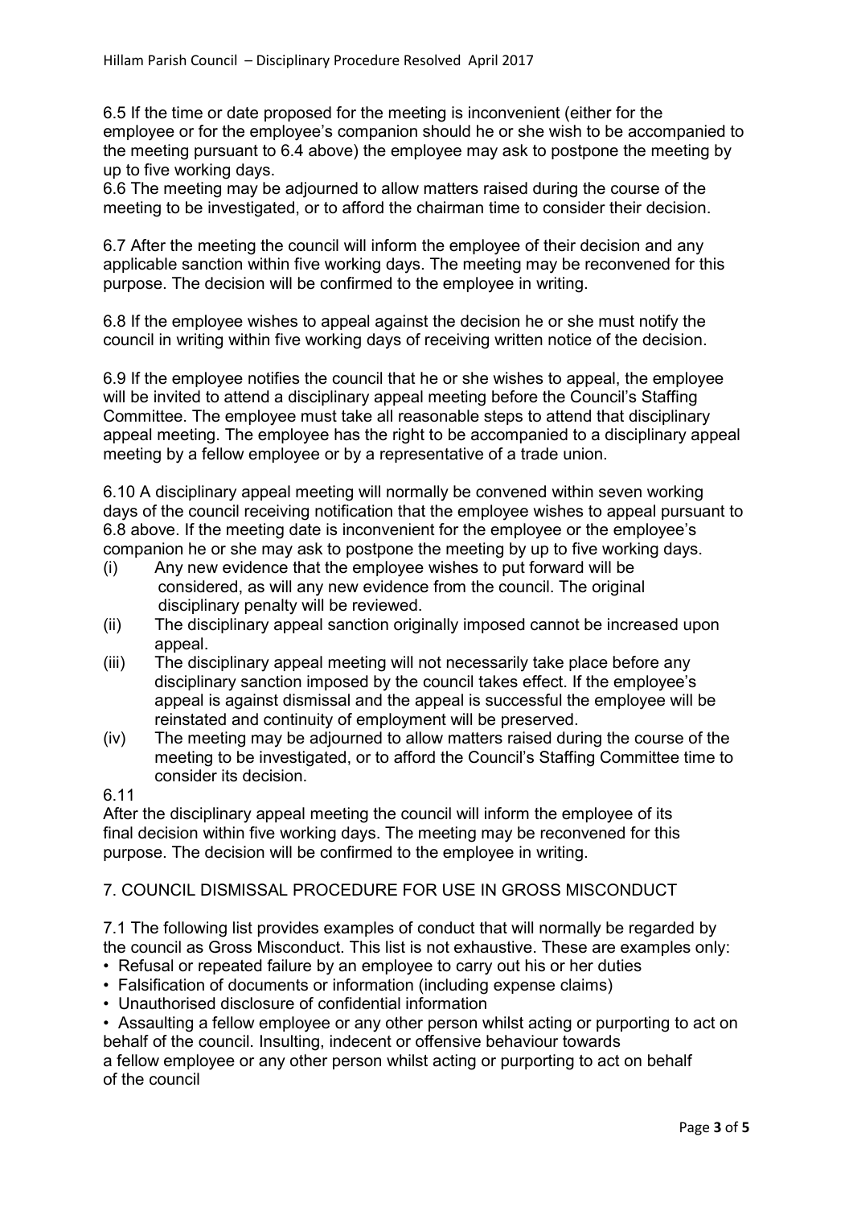6.5 If the time or date proposed for the meeting is inconvenient (either for the employee or for the employee's companion should he or she wish to be accompanied to the meeting pursuant to 6.4 above) the employee may ask to postpone the meeting by up to five working days.

6.6 The meeting may be adjourned to allow matters raised during the course of the meeting to be investigated, or to afford the chairman time to consider their decision.

6.7 After the meeting the council will inform the employee of their decision and any applicable sanction within five working days. The meeting may be reconvened for this purpose. The decision will be confirmed to the employee in writing.

6.8 If the employee wishes to appeal against the decision he or she must notify the council in writing within five working days of receiving written notice of the decision.

6.9 If the employee notifies the council that he or she wishes to appeal, the employee will be invited to attend a disciplinary appeal meeting before the Council's Staffing Committee. The employee must take all reasonable steps to attend that disciplinary appeal meeting. The employee has the right to be accompanied to a disciplinary appeal meeting by a fellow employee or by a representative of a trade union.

6.10 A disciplinary appeal meeting will normally be convened within seven working days of the council receiving notification that the employee wishes to appeal pursuant to 6.8 above. If the meeting date is inconvenient for the employee or the employee's companion he or she may ask to postpone the meeting by up to five working days.

(i) Any new evidence that the employee wishes to put forward will be considered, as will any new evidence from the council. The original disciplinary penalty will be reviewed.
(ii) The disciplinary appeal sanction originally imposed cannot be increased upon appeal.
(iii) The disciplinary appeal meeting will not necessarily take place before any disciplinary sanction imposed by the council takes effect. If the employee's appeal is against dismissal and the appeal is successful the employee will be reinstated and continuity of employment will be preserved.
(iv) The meeting may be adjourned to allow matters raised during the course of the meeting to be investigated, or to afford the Council's Staffing Committee time to consider its decision.

6.11
After the disciplinary appeal meeting the council will inform the employee of its final decision within five working days. The meeting may be reconvened for this purpose. The decision will be confirmed to the employee in writing.

## 7. COUNCIL DISMISSAL PROCEDURE FOR USE IN GROSS MISCONDUCT

7.1 The following list provides examples of conduct that will normally be regarded by the council as Gross Misconduct. This list is not exhaustive. These are examples only:

- Refusal or repeated failure by an employee to carry out his or her duties
- Falsification of documents or information (including expense claims)
- Unauthorised disclosure of confidential information
- Assaulting a fellow employee or any other person whilst acting or purporting to act on behalf of the council. Insulting, indecent or offensive behaviour towards a fellow employee or any other person whilst acting or purporting to act on behalf of the council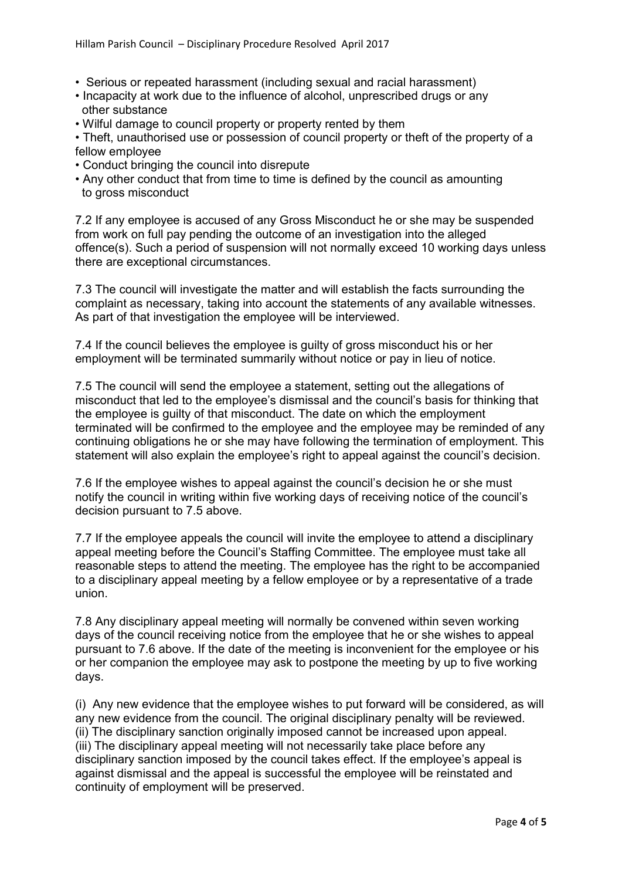- Serious or repeated harassment (including sexual and racial harassment)
- Incapacity at work due to the influence of alcohol, unprescribed drugs or any other substance
- Wilful damage to council property or property rented by them
- Theft, unauthorised use or possession of council property or theft of the property of a fellow employee
- Conduct bringing the council into disrepute
- Any other conduct that from time to time is defined by the council as amounting to gross misconduct

7.2 If any employee is accused of any Gross Misconduct he or she may be suspended from work on full pay pending the outcome of an investigation into the alleged offence(s). Such a period of suspension will not normally exceed 10 working days unless there are exceptional circumstances.

7.3 The council will investigate the matter and will establish the facts surrounding the complaint as necessary, taking into account the statements of any available witnesses. As part of that investigation the employee will be interviewed.

7.4 If the council believes the employee is guilty of gross misconduct his or her employment will be terminated summarily without notice or pay in lieu of notice.

7.5 The council will send the employee a statement, setting out the allegations of misconduct that led to the employee's dismissal and the council's basis for thinking that the employee is guilty of that misconduct. The date on which the employment terminated will be confirmed to the employee and the employee may be reminded of any continuing obligations he or she may have following the termination of employment. This statement will also explain the employee's right to appeal against the council's decision.

7.6 If the employee wishes to appeal against the council's decision he or she must notify the council in writing within five working days of receiving notice of the council's decision pursuant to 7.5 above.

7.7 If the employee appeals the council will invite the employee to attend a disciplinary appeal meeting before the Council's Staffing Committee. The employee must take all reasonable steps to attend the meeting. The employee has the right to be accompanied to a disciplinary appeal meeting by a fellow employee or by a representative of a trade union.

7.8 Any disciplinary appeal meeting will normally be convened within seven working days of the council receiving notice from the employee that he or she wishes to appeal pursuant to 7.6 above. If the date of the meeting is inconvenient for the employee or his or her companion the employee may ask to postpone the meeting by up to five working days.

(i) Any new evidence that the employee wishes to put forward will be considered, as will any new evidence from the council. The original disciplinary penalty will be reviewed.
(ii) The disciplinary sanction originally imposed cannot be increased upon appeal.
(iii) The disciplinary appeal meeting will not necessarily take place before any disciplinary sanction imposed by the council takes effect. If the employee's appeal is against dismissal and the appeal is successful the employee will be reinstated and continuity of employment will be preserved.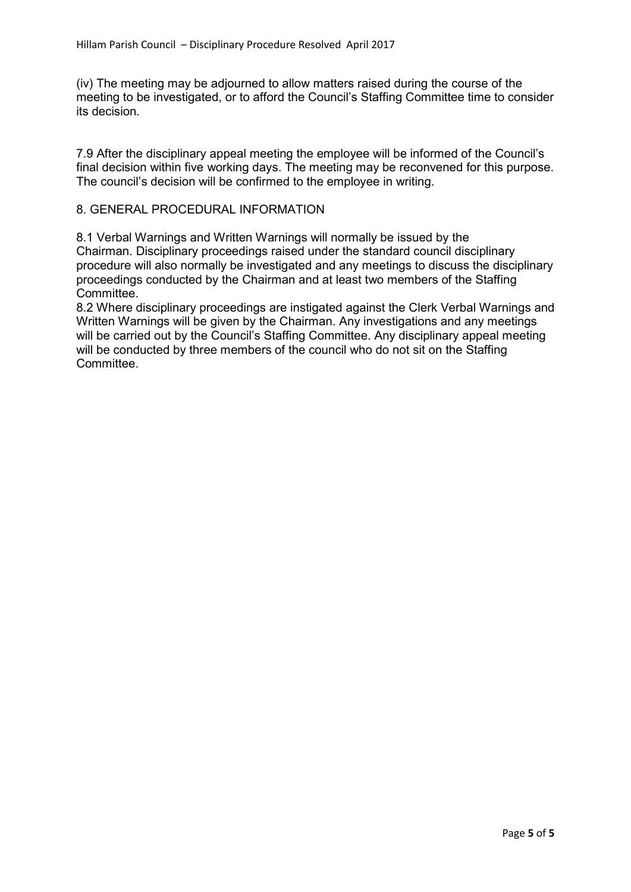(iv) The meeting may be adjourned to allow matters raised during the course of the meeting to be investigated, or to afford the Council's Staffing Committee time to consider its decision.

7.9 After the disciplinary appeal meeting the employee will be informed of the Council's final decision within five working days. The meeting may be reconvened for this purpose. The council's decision will be confirmed to the employee in writing.

## 8. GENERAL PROCEDURAL INFORMATION

8.1 Verbal Warnings and Written Warnings will normally be issued by the Chairman. Disciplinary proceedings raised under the standard council disciplinary procedure will also normally be investigated and any meetings to discuss the disciplinary proceedings conducted by the Chairman and at least two members of the Staffing Committee.

8.2 Where disciplinary proceedings are instigated against the Clerk Verbal Warnings and Written Warnings will be given by the Chairman. Any investigations and any meetings will be carried out by the Council's Staffing Committee. Any disciplinary appeal meeting will be conducted by three members of the council who do not sit on the Staffing Committee.